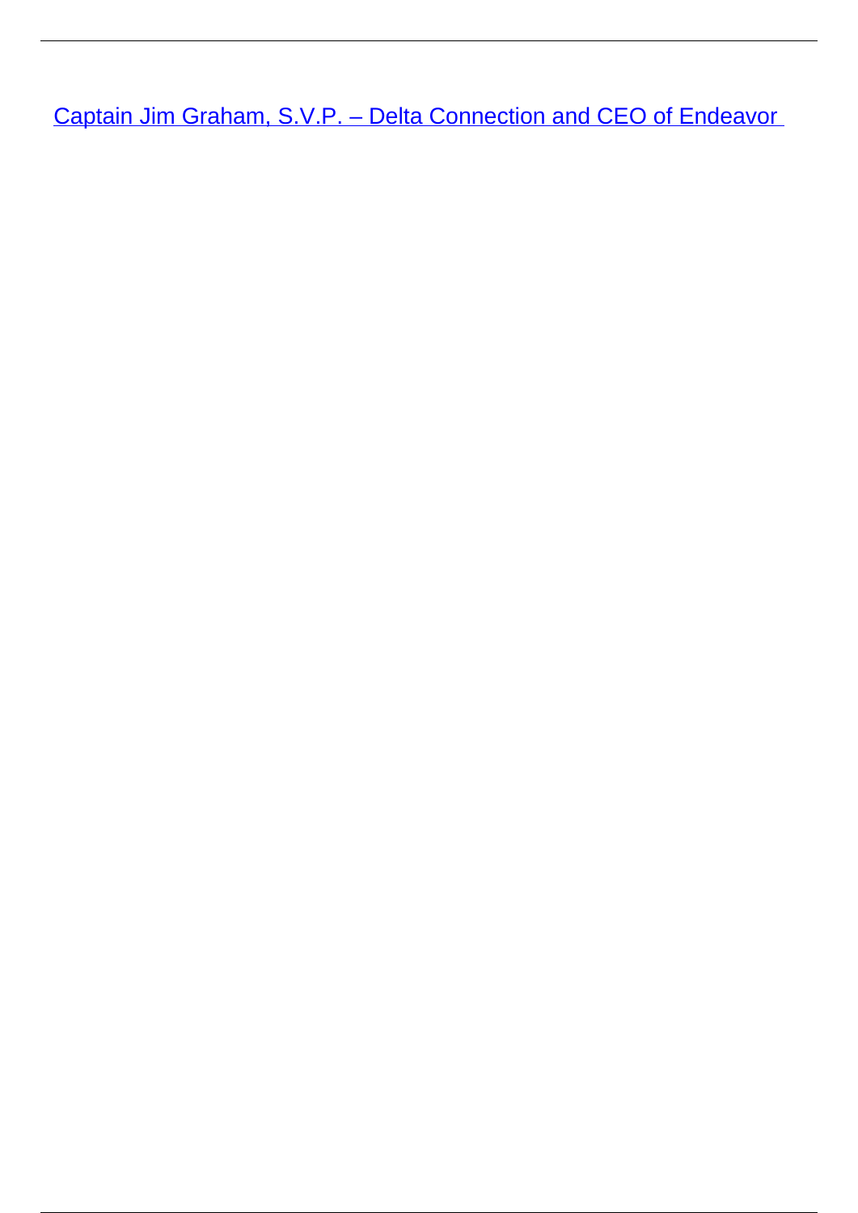[Captain Jim Graham, S.V.P. – Delta Connection and CEO of Endeavor]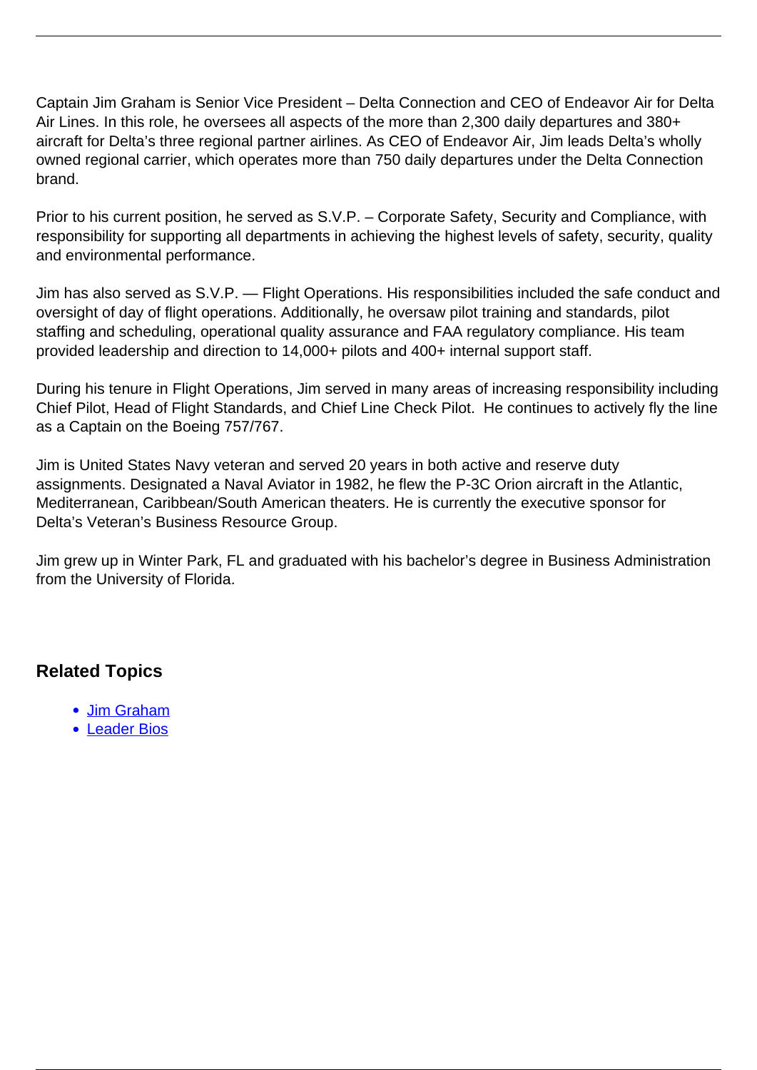Captain Jim Graham is Senior Vice President – Delta Connection and CEO of Endeavor Air for Delta Air Lines. In this role, he oversees all aspects of the more than 2,300 daily departures and 380+ aircraft for Delta's three regional partner airlines. As CEO of Endeavor Air, Jim leads Delta's wholly owned regional carrier, which operates more than 750 daily departures under the Delta Connection brand.

Prior to his current position, he served as S.V.P. – Corporate Safety, Security and Compliance, with responsibility for supporting all departments in achieving the highest levels of safety, security, quality and environmental performance.

Jim has also served as S.V.P. — Flight Operations. His responsibilities included the safe conduct and oversight of day of flight operations. Additionally, he oversaw pilot training and standards, pilot staffing and scheduling, operational quality assurance and FAA regulatory compliance. His team provided leadership and direction to 14,000+ pilots and 400+ internal support staff.

During his tenure in Flight Operations, Jim served in many areas of increasing responsibility including Chief Pilot, Head of Flight Standards, and Chief Line Check Pilot. He continues to actively fly the line as a Captain on the Boeing 757/767.

Jim is United States Navy veteran and served 20 years in both active and reserve duty assignments. Designated a Naval Aviator in 1982, he flew the P-3C Orion aircraft in the Atlantic, Mediterranean, Caribbean/South American theaters. He is currently the executive sponsor for Delta's Veteran's Business Resource Group.

Jim grew up in Winter Park, FL and graduated with his bachelor's degree in Business Administration from the University of Florida.

### Related Topics

- Jim Graham
- Leader Bios